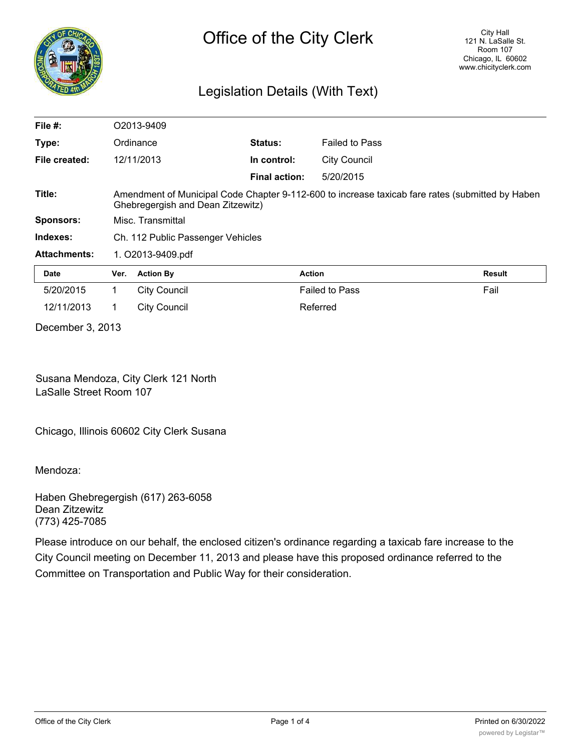# Office of the City Clerk

City Hall
121 N. LaSalle St.
Room 107
Chicago, IL 60602
www.chicityclerk.com

## Legislation Details (With Text)

| | | | |
|---|---|---|---|
| **File #:** | O2013-9409 | | |
| **Type:** | Ordinance | **Status:** | Failed to Pass |
| **File created:** | 12/11/2013 | **In control:** | City Council |
| | | **Final action:** | 5/20/2015 |
| **Title:** | Amendment of Municipal Code Chapter 9-112-600 to increase taxicab fare rates (submitted by Haben Ghebregergish and Dean Zitzewitz) | | |
| **Sponsors:** | Misc. Transmittal | | |
| **Indexes:** | Ch. 112 Public Passenger Vehicles | | |
| **Attachments:** | 1. O2013-9409.pdf | | |

| Date | Ver. | Action By | Action | Result |
|---|---|---|---|---|
| 5/20/2015 | 1 | City Council | Failed to Pass | Fail |
| 12/11/2013 | 1 | City Council | Referred | |

December 3, 2013

Susana Mendoza, City Clerk 121 North
LaSalle Street Room 107

Chicago, Illinois 60602 City Clerk Susana

Mendoza:

Haben Ghebregergish (617) 263-6058
Dean Zitzewitz
(773) 425-7085

Please introduce on our behalf, the enclosed citizen's ordinance regarding a taxicab fare increase to the City Council meeting on December 11, 2013 and please have this proposed ordinance referred to the Committee on Transportation and Public Way for their consideration.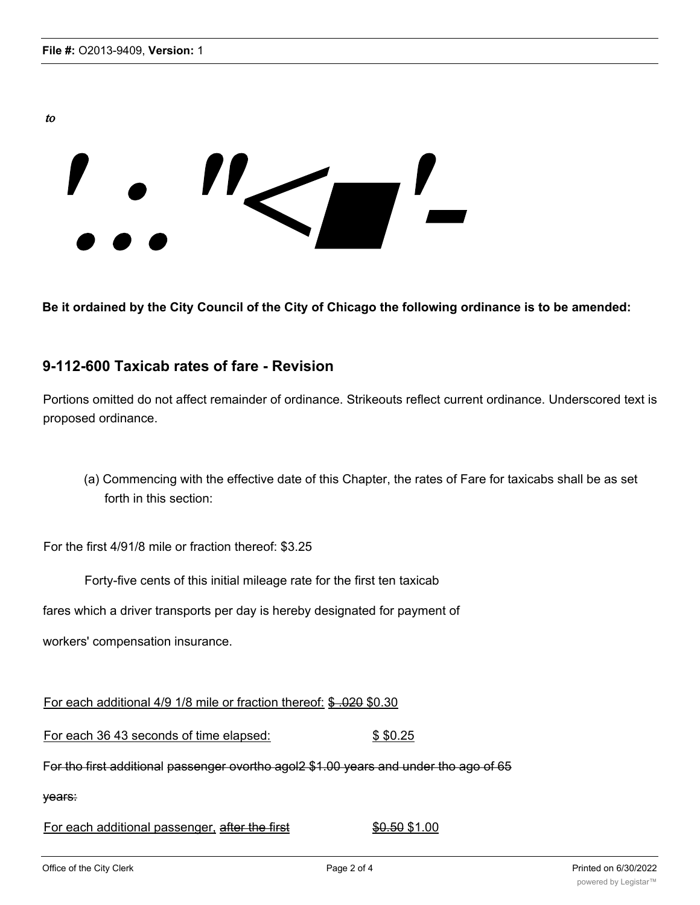*to*

**Be it ordained by the City Council of the City of Chicago the following ordinance is to be amended:**

## 9-112-600 Taxicab rates of fare - Revision

Portions omitted do not affect remainder of ordinance. Strikeouts reflect current ordinance. Underscored text is proposed ordinance.

(a) Commencing with the effective date of this Chapter, the rates of Fare for taxicabs shall be as set forth in this section:

For the first 4/91/8 mile or fraction thereof: $3.25

Forty-five cents of this initial mileage rate for the first ten taxicab fares which a driver transports per day is hereby designated for payment of workers' compensation insurance.

For each additional 4/9 1/8 mile or fraction thereof: ~~$ .020~~ $0.30

For each 36 43 seconds of time elapsed: $ $0.25

~~For tho first additional passenger overtho agol2 $1.00 years and under tho ago of 65 years:~~

For each additional passenger, ~~after the first~~ ~~$0.50~~ $1.00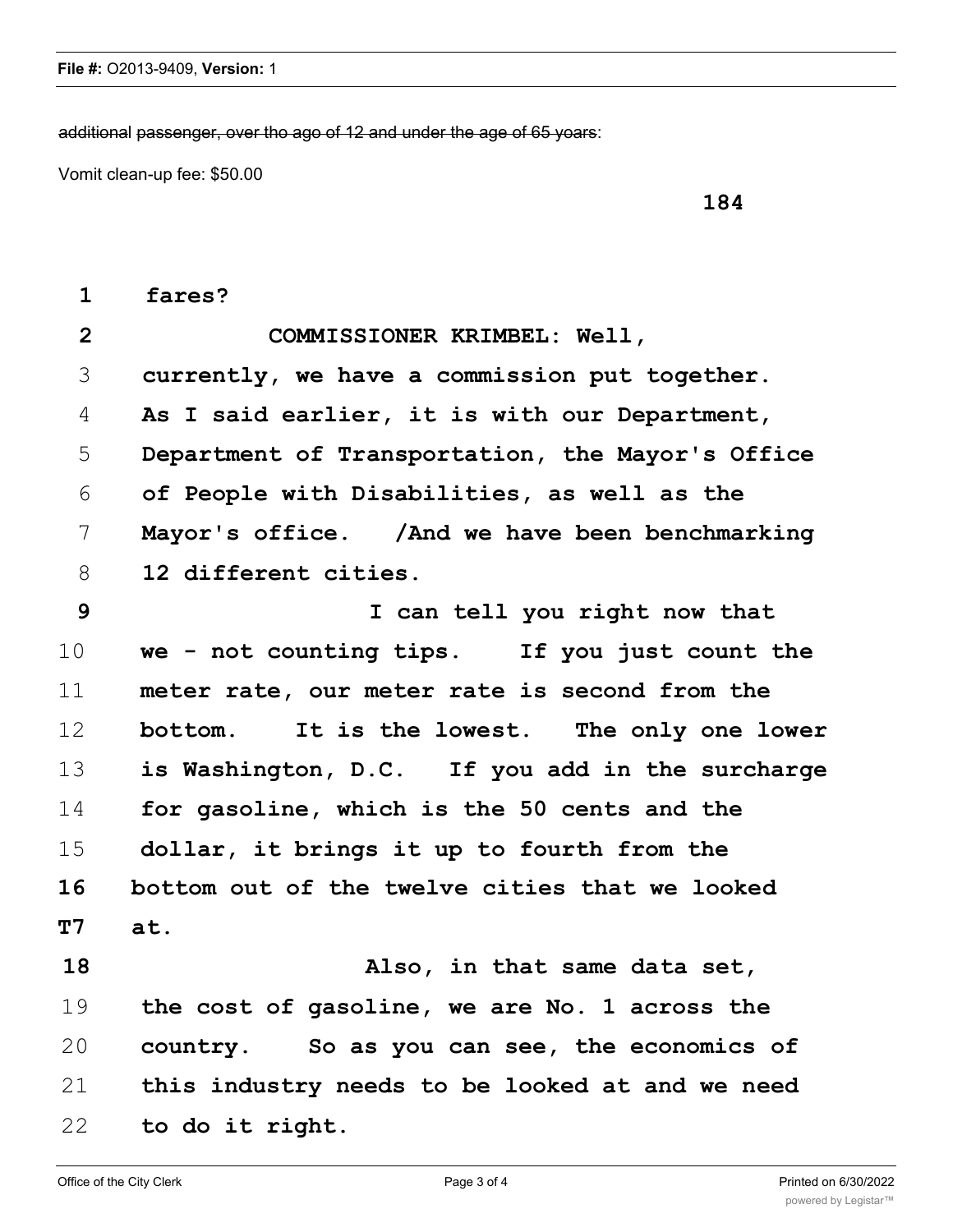additional ~~passenger, over tho ago of 12 and under the age of 65 yoars~~:

Vomit clean-up fee: $50.00

184

1 fares?

2 COMMISSIONER KRIMBEL: Well,

3 currently, we have a commission put together.

4 As I said earlier, it is with our Department,

5 Department of Transportation, the Mayor's Office

6 of People with Disabilities, as well as the

7 Mayor's office. /And we have been benchmarking

8 12 different cities.

9 I can tell you right now that

10 we - not counting tips. If you just count the

11 meter rate, our meter rate is second from the

12 bottom. It is the lowest. The only one lower

13 is Washington, D.C. If you add in the surcharge

14 for gasoline, which is the 50 cents and the

15 dollar, it brings it up to fourth from the

16 bottom out of the twelve cities that we looked

T7 at.

18 Also, in that same data set,

19 the cost of gasoline, we are No. 1 across the

20 country. So as you can see, the economics of

21 this industry needs to be looked at and we need

22 to do it right.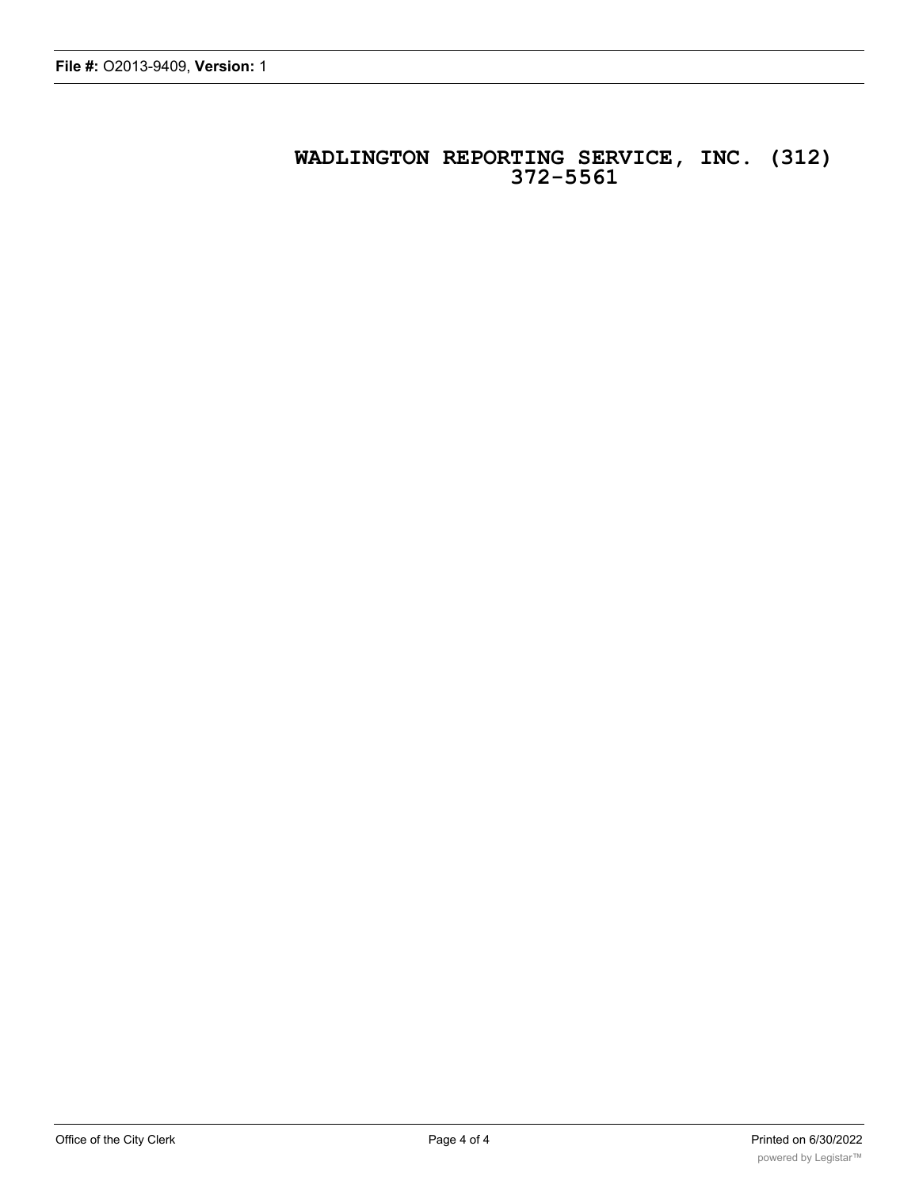**WADLINGTON REPORTING SERVICE, INC. (312) 372-5561**